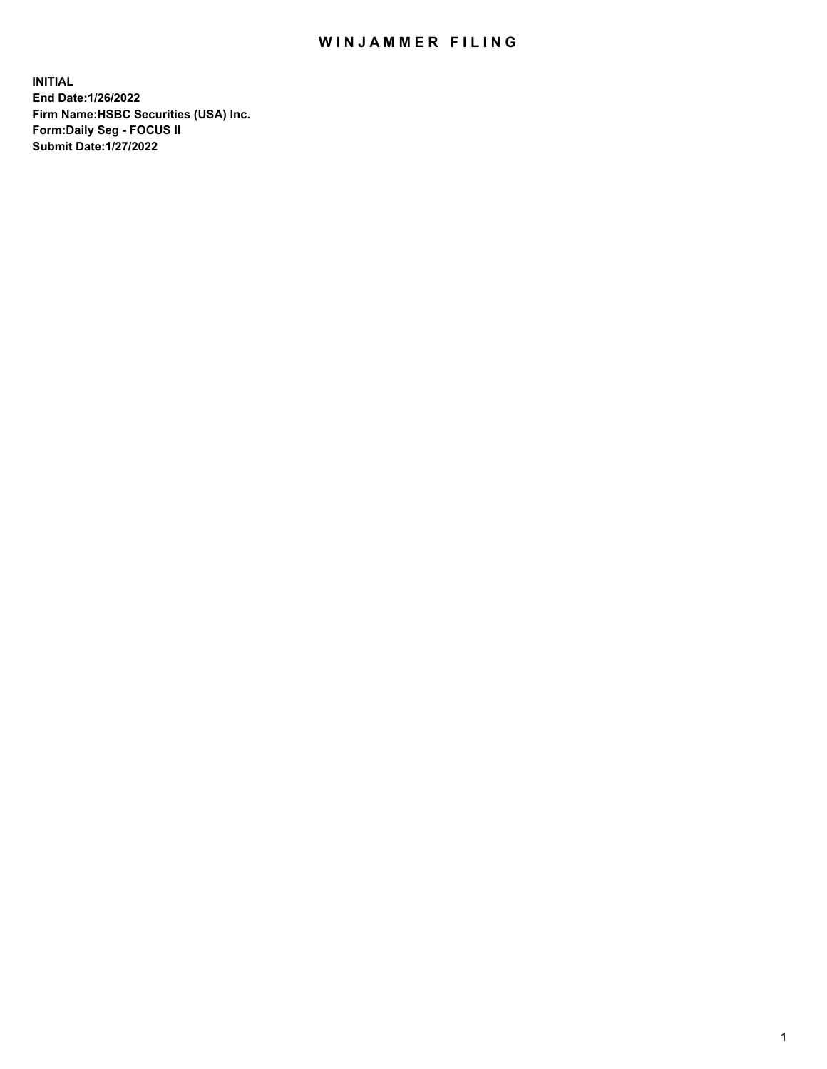# WINJAMMER FILING

**INITIAL**
**End Date:1/26/2022**
**Firm Name:HSBC Securities (USA) Inc.**
**Form:Daily Seg - FOCUS II**
**Submit Date:1/27/2022**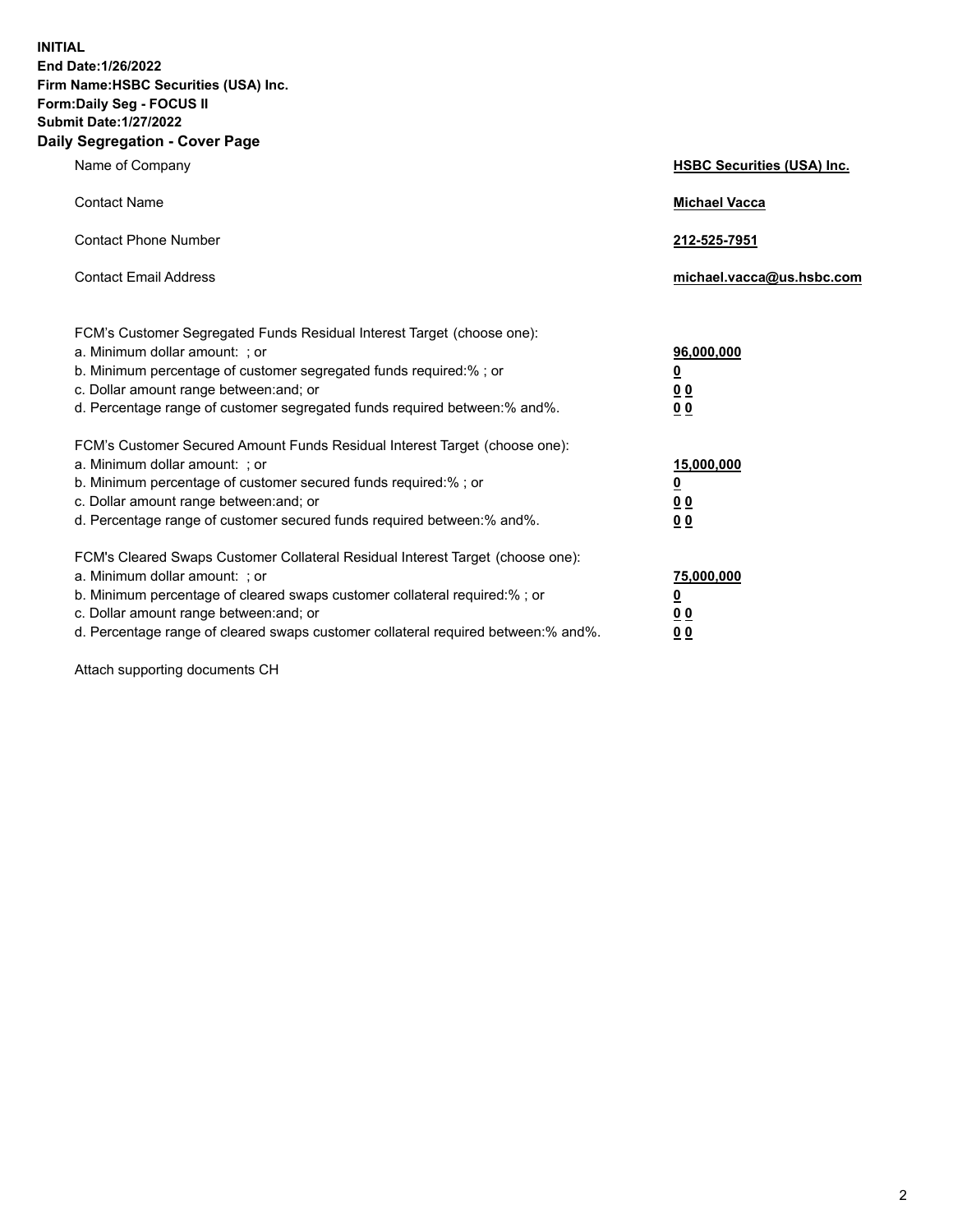**INITIAL**
**End Date:1/26/2022**
**Firm Name:HSBC Securities (USA) Inc.**
**Form:Daily Seg - FOCUS II**
**Submit Date:1/27/2022**

## Daily Segregation - Cover Page

| | |
|---|---|
| Name of Company | **HSBC Securities (USA) Inc.** |
| Contact Name | **Michael Vacca** |
| Contact Phone Number | **212-525-7951** |
| Contact Email Address | **michael.vacca@us.hsbc.com** |

| | |
|---|---|
| FCM's Customer Segregated Funds Residual Interest Target (choose one): | |
| a. Minimum dollar amount: ; or | **96,000,000** |
| b. Minimum percentage of customer segregated funds required:% ; or | **0** |
| c. Dollar amount range between:and; or | **0 0** |
| d. Percentage range of customer segregated funds required between:% and%. | **0 0** |
| FCM's Customer Secured Amount Funds Residual Interest Target (choose one): | |
| a. Minimum dollar amount: ; or | **15,000,000** |
| b. Minimum percentage of customer secured funds required:% ; or | **0** |
| c. Dollar amount range between:and; or | **0 0** |
| d. Percentage range of customer secured funds required between:% and%. | **0 0** |
| FCM's Cleared Swaps Customer Collateral Residual Interest Target (choose one): | |
| a. Minimum dollar amount: ; or | **75,000,000** |
| b. Minimum percentage of cleared swaps customer collateral required:% ; or | **0** |
| c. Dollar amount range between:and; or | **0 0** |
| d. Percentage range of cleared swaps customer collateral required between:% and%. | **0 0** |

Attach supporting documents CH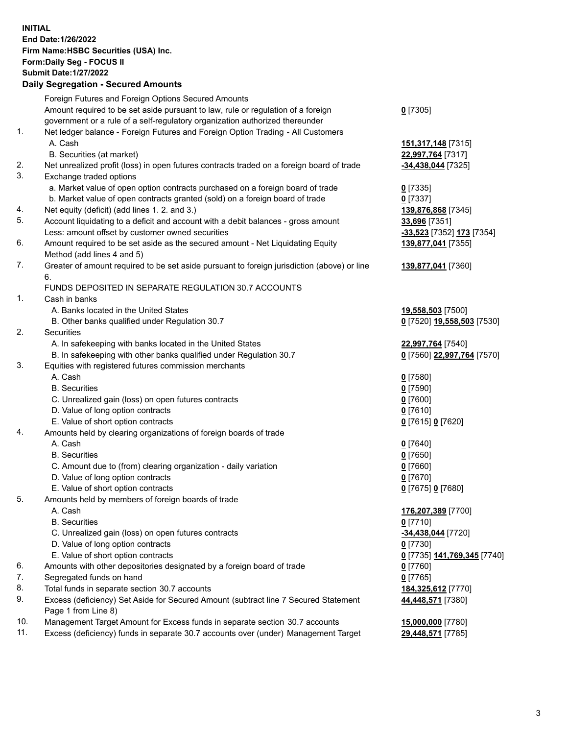**INITIAL**
**End Date:1/26/2022**
**Firm Name:HSBC Securities (USA) Inc.**
**Form:Daily Seg - FOCUS II**
**Submit Date:1/27/2022**

## Daily Segregation - Secured Amounts

| | | |
|---|---|---|
| | Foreign Futures and Foreign Options Secured Amounts | |
| | Amount required to be set aside pursuant to law, rule or regulation of a foreign government or a rule of a self-regulatory organization authorized thereunder | **0** [7305] |
| 1. | Net ledger balance - Foreign Futures and Foreign Option Trading - All Customers | |
| | A. Cash | **151,317,148** [7315] |
| | B. Securities (at market) | **22,997,764** [7317] |
| 2. | Net unrealized profit (loss) in open futures contracts traded on a foreign board of trade | **-34,438,044** [7325] |
| 3. | Exchange traded options | |
| | a. Market value of open option contracts purchased on a foreign board of trade | **0** [7335] |
| | b. Market value of open contracts granted (sold) on a foreign board of trade | **0** [7337] |
| 4. | Net equity (deficit) (add lines 1. 2. and 3.) | **139,876,868** [7345] |
| 5. | Account liquidating to a deficit and account with a debit balances - gross amount | **33,696** [7351] |
| | Less: amount offset by customer owned securities | **-33,523** [7352] **173** [7354] |
| 6. | Amount required to be set aside as the secured amount - Net Liquidating Equity Method (add lines 4 and 5) | **139,877,041** [7355] |
| 7. | Greater of amount required to be set aside pursuant to foreign jurisdiction (above) or line 6. | **139,877,041** [7360] |
| | FUNDS DEPOSITED IN SEPARATE REGULATION 30.7 ACCOUNTS | |
| 1. | Cash in banks | |
| | A. Banks located in the United States | **19,558,503** [7500] |
| | B. Other banks qualified under Regulation 30.7 | **0** [7520] **19,558,503** [7530] |
| 2. | Securities | |
| | A. In safekeeping with banks located in the United States | **22,997,764** [7540] |
| | B. In safekeeping with other banks qualified under Regulation 30.7 | **0** [7560] **22,997,764** [7570] |
| 3. | Equities with registered futures commission merchants | |
| | A. Cash | **0** [7580] |
| | B. Securities | **0** [7590] |
| | C. Unrealized gain (loss) on open futures contracts | **0** [7600] |
| | D. Value of long option contracts | **0** [7610] |
| | E. Value of short option contracts | **0** [7615] **0** [7620] |
| 4. | Amounts held by clearing organizations of foreign boards of trade | |
| | A. Cash | **0** [7640] |
| | B. Securities | **0** [7650] |
| | C. Amount due to (from) clearing organization - daily variation | **0** [7660] |
| | D. Value of long option contracts | **0** [7670] |
| | E. Value of short option contracts | **0** [7675] **0** [7680] |
| 5. | Amounts held by members of foreign boards of trade | |
| | A. Cash | **176,207,389** [7700] |
| | B. Securities | **0** [7710] |
| | C. Unrealized gain (loss) on open futures contracts | **-34,438,044** [7720] |
| | D. Value of long option contracts | **0** [7730] |
| | E. Value of short option contracts | **0** [7735] **141,769,345** [7740] |
| 6. | Amounts with other depositories designated by a foreign board of trade | **0** [7760] |
| 7. | Segregated funds on hand | **0** [7765] |
| 8. | Total funds in separate section 30.7 accounts | **184,325,612** [7770] |
| 9. | Excess (deficiency) Set Aside for Secured Amount (subtract line 7 Secured Statement Page 1 from Line 8) | **44,448,571** [7380] |
| 10. | Management Target Amount for Excess funds in separate section 30.7 accounts | **15,000,000** [7780] |
| 11. | Excess (deficiency) funds in separate 30.7 accounts over (under) Management Target | **29,448,571** [7785] |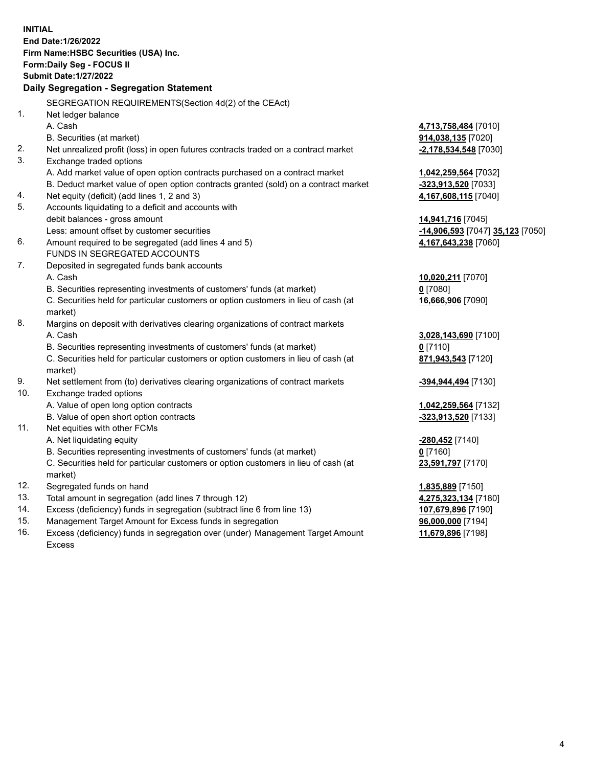**INITIAL**
**End Date:1/26/2022**
**Firm Name:HSBC Securities (USA) Inc.**
**Form:Daily Seg - FOCUS II**
**Submit Date:1/27/2022**

## Daily Segregation - Segregation Statement

SEGREGATION REQUIREMENTS(Section 4d(2) of the CEAct)

| | | |
|---|---|---|
| 1. | Net ledger balance | |
| | A. Cash | **4,713,758,484** [7010] |
| | B. Securities (at market) | **914,038,135** [7020] |
| 2. | Net unrealized profit (loss) in open futures contracts traded on a contract market | **-2,178,534,548** [7030] |
| 3. | Exchange traded options | |
| | A. Add market value of open option contracts purchased on a contract market | **1,042,259,564** [7032] |
| | B. Deduct market value of open option contracts granted (sold) on a contract market | **-323,913,520** [7033] |
| 4. | Net equity (deficit) (add lines 1, 2 and 3) | **4,167,608,115** [7040] |
| 5. | Accounts liquidating to a deficit and accounts with | |
| | debit balances - gross amount | **14,941,716** [7045] |
| | Less: amount offset by customer securities | **-14,906,593** [7047] **35,123** [7050] |
| 6. | Amount required to be segregated (add lines 4 and 5) | **4,167,643,238** [7060] |
| | FUNDS IN SEGREGATED ACCOUNTS | |
| 7. | Deposited in segregated funds bank accounts | |
| | A. Cash | **10,020,211** [7070] |
| | B. Securities representing investments of customers' funds (at market) | **0** [7080] |
| | C. Securities held for particular customers or option customers in lieu of cash (at market) | **16,666,906** [7090] |
| 8. | Margins on deposit with derivatives clearing organizations of contract markets | |
| | A. Cash | **3,028,143,690** [7100] |
| | B. Securities representing investments of customers' funds (at market) | **0** [7110] |
| | C. Securities held for particular customers or option customers in lieu of cash (at market) | **871,943,543** [7120] |
| 9. | Net settlement from (to) derivatives clearing organizations of contract markets | **-394,944,494** [7130] |
| 10. | Exchange traded options | |
| | A. Value of open long option contracts | **1,042,259,564** [7132] |
| | B. Value of open short option contracts | **-323,913,520** [7133] |
| 11. | Net equities with other FCMs | |
| | A. Net liquidating equity | **-280,452** [7140] |
| | B. Securities representing investments of customers' funds (at market) | **0** [7160] |
| | C. Securities held for particular customers or option customers in lieu of cash (at market) | **23,591,797** [7170] |
| 12. | Segregated funds on hand | **1,835,889** [7150] |
| 13. | Total amount in segregation (add lines 7 through 12) | **4,275,323,134** [7180] |
| 14. | Excess (deficiency) funds in segregation (subtract line 6 from line 13) | **107,679,896** [7190] |
| 15. | Management Target Amount for Excess funds in segregation | **96,000,000** [7194] |
| 16. | Excess (deficiency) funds in segregation over (under) Management Target Amount Excess | **11,679,896** [7198] |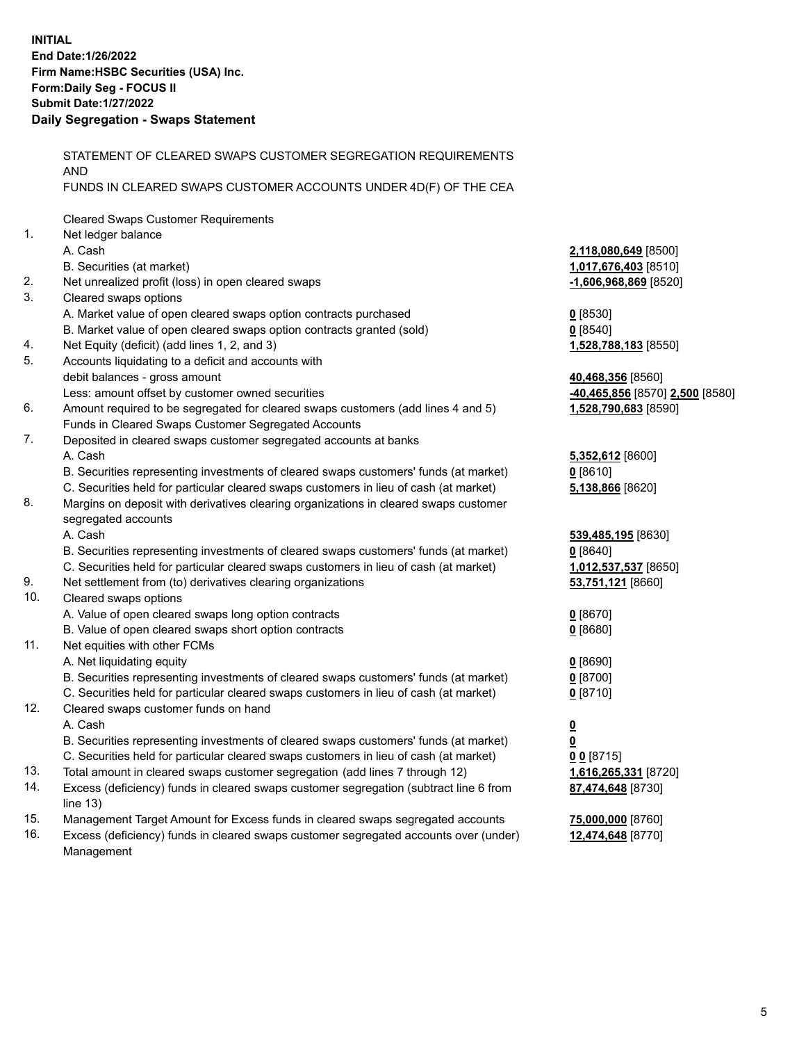**INITIAL**
**End Date:1/26/2022**
**Firm Name:HSBC Securities (USA) Inc.**
**Form:Daily Seg - FOCUS II**
**Submit Date:1/27/2022**
**Daily Segregation - Swaps Statement**

STATEMENT OF CLEARED SWAPS CUSTOMER SEGREGATION REQUIREMENTS AND
FUNDS IN CLEARED SWAPS CUSTOMER ACCOUNTS UNDER 4D(F) OF THE CEA

| | | |
|---|---|---|
| | Cleared Swaps Customer Requirements | |
| 1. | Net ledger balance | |
| | A. Cash | **2,118,080,649** [8500] |
| | B. Securities (at market) | **1,017,676,403** [8510] |
| 2. | Net unrealized profit (loss) in open cleared swaps | **-1,606,968,869** [8520] |
| 3. | Cleared swaps options | |
| | A. Market value of open cleared swaps option contracts purchased | **0** [8530] |
| | B. Market value of open cleared swaps option contracts granted (sold) | **0** [8540] |
| 4. | Net Equity (deficit) (add lines 1, 2, and 3) | **1,528,788,183** [8550] |
| 5. | Accounts liquidating to a deficit and accounts with debit balances - gross amount | **40,468,356** [8560] |
| | Less: amount offset by customer owned securities | **-40,465,856** [8570] **2,500** [8580] |
| 6. | Amount required to be segregated for cleared swaps customers (add lines 4 and 5) | **1,528,790,683** [8590] |
| | Funds in Cleared Swaps Customer Segregated Accounts | |
| 7. | Deposited in cleared swaps customer segregated accounts at banks | |
| | A. Cash | **5,352,612** [8600] |
| | B. Securities representing investments of cleared swaps customers' funds (at market) | **0** [8610] |
| | C. Securities held for particular cleared swaps customers in lieu of cash (at market) | **5,138,866** [8620] |
| 8. | Margins on deposit with derivatives clearing organizations in cleared swaps customer segregated accounts | |
| | A. Cash | **539,485,195** [8630] |
| | B. Securities representing investments of cleared swaps customers' funds (at market) | **0** [8640] |
| | C. Securities held for particular cleared swaps customers in lieu of cash (at market) | **1,012,537,537** [8650] |
| 9. | Net settlement from (to) derivatives clearing organizations | **53,751,121** [8660] |
| 10. | Cleared swaps options | |
| | A. Value of open cleared swaps long option contracts | **0** [8670] |
| | B. Value of open cleared swaps short option contracts | **0** [8680] |
| 11. | Net equities with other FCMs | |
| | A. Net liquidating equity | **0** [8690] |
| | B. Securities representing investments of cleared swaps customers' funds (at market) | **0** [8700] |
| | C. Securities held for particular cleared swaps customers in lieu of cash (at market) | **0** [8710] |
| 12. | Cleared swaps customer funds on hand | |
| | A. Cash | **0** |
| | B. Securities representing investments of cleared swaps customers' funds (at market) | **0** |
| | C. Securities held for particular cleared swaps customers in lieu of cash (at market) | **0** **0** [8715] |
| 13. | Total amount in cleared swaps customer segregation (add lines 7 through 12) | **1,616,265,331** [8720] |
| 14. | Excess (deficiency) funds in cleared swaps customer segregation (subtract line 6 from line 13) | **87,474,648** [8730] |
| 15. | Management Target Amount for Excess funds in cleared swaps segregated accounts | **75,000,000** [8760] |
| 16. | Excess (deficiency) funds in cleared swaps customer segregated accounts over (under) Management | **12,474,648** [8770] |